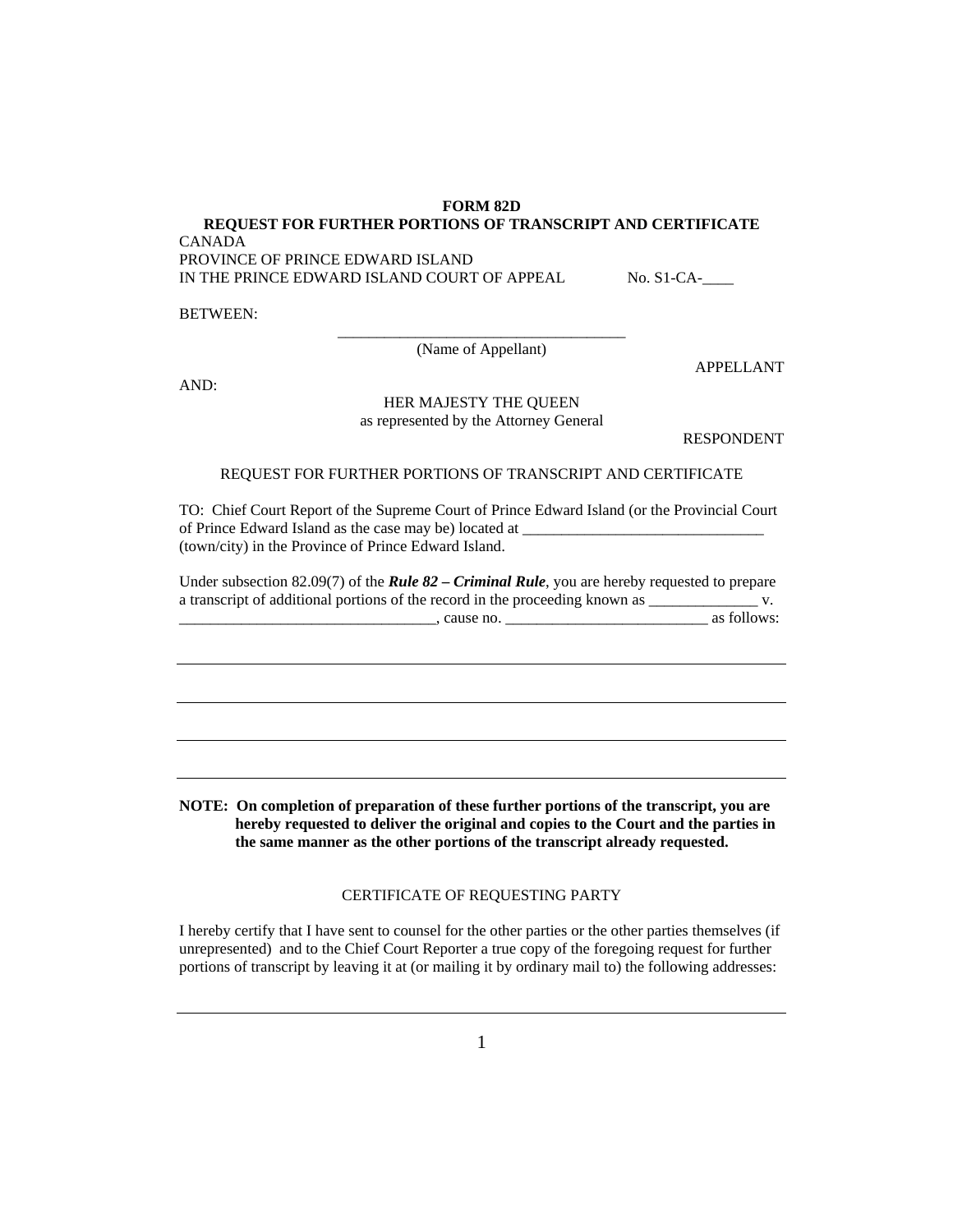**FORM 82D**

**REQUEST FOR FURTHER PORTIONS OF TRANSCRIPT AND CERTIFICATE**

CANADA
PROVINCE OF PRINCE EDWARD ISLAND
IN THE PRINCE EDWARD ISLAND COURT OF APPEAL No. S1-CA-____

BETWEEN:

_______________________________________
(Name of Appellant)

APPELLANT

AND:

HER MAJESTY THE QUEEN
as represented by the Attorney General

RESPONDENT

REQUEST FOR FURTHER PORTIONS OF TRANSCRIPT AND CERTIFICATE

TO: Chief Court Report of the Supreme Court of Prince Edward Island (or the Provincial Court of Prince Edward Island as the case may be) located at _______________________________ (town/city) in the Province of Prince Edward Island.

Under subsection 82.09(7) of the ***Rule 82 – Criminal Rule***, you are hereby requested to prepare a transcript of additional portions of the record in the proceeding known as ______________ v. _________________________________, cause no. __________________________ as follows:

_______________________________________________________________________________

_______________________________________________________________________________

_______________________________________________________________________________

_______________________________________________________________________________

**NOTE: On completion of preparation of these further portions of the transcript, you are hereby requested to deliver the original and copies to the Court and the parties in the same manner as the other portions of the transcript already requested.**

CERTIFICATE OF REQUESTING PARTY

I hereby certify that I have sent to counsel for the other parties or the other parties themselves (if unrepresented) and to the Chief Court Reporter a true copy of the foregoing request for further portions of transcript by leaving it at (or mailing it by ordinary mail to) the following addresses:

_______________________________________________________________________________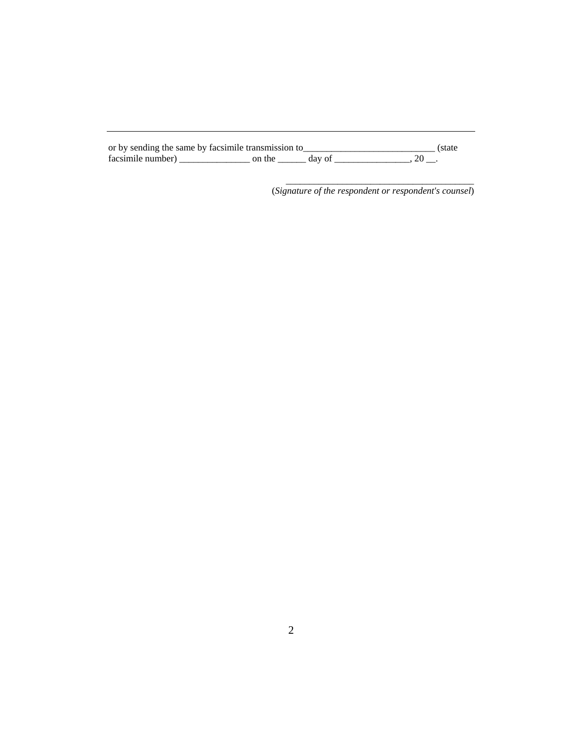---

or by sending the same by facsimile transmission to____________________________ (state facsimile number) _______________ on the ______ day of ________________, 20 __.

_________________________________________
(*Signature of the respondent or respondent's counsel*)